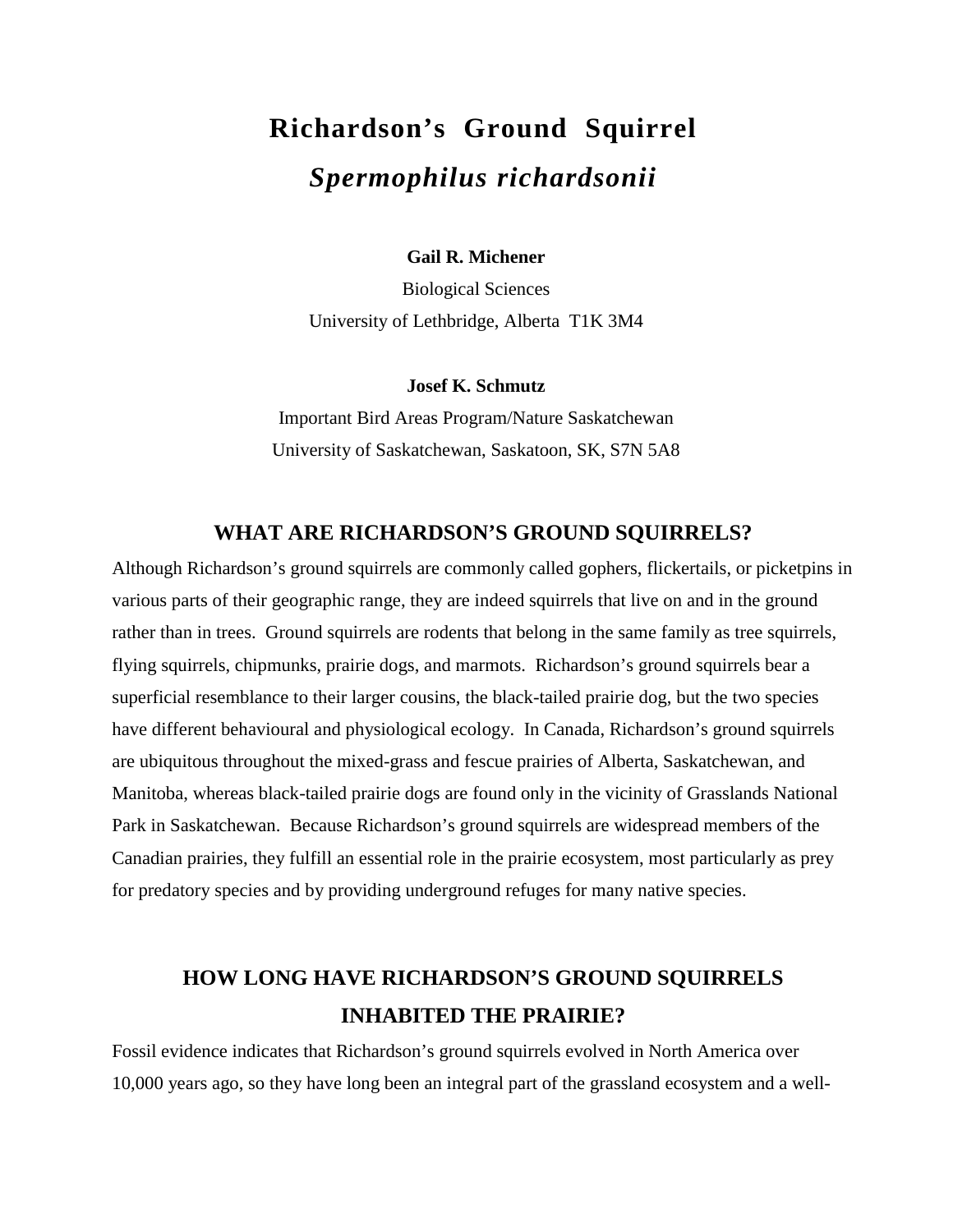# Richardson's Ground Squirrel

## *Spermophilus richardsonii*

**Gail R. Michener**

Biological Sciences

University of Lethbridge, Alberta T1K 3M4

**Josef K. Schmutz**

Important Bird Areas Program/Nature Saskatchewan

University of Saskatchewan, Saskatoon, SK, S7N 5A8

## WHAT ARE RICHARDSON'S GROUND SQUIRRELS?

Although Richardson's ground squirrels are commonly called gophers, flickertails, or picketpins in various parts of their geographic range, they are indeed squirrels that live on and in the ground rather than in trees. Ground squirrels are rodents that belong in the same family as tree squirrels, flying squirrels, chipmunks, prairie dogs, and marmots. Richardson's ground squirrels bear a superficial resemblance to their larger cousins, the black-tailed prairie dog, but the two species have different behavioural and physiological ecology. In Canada, Richardson's ground squirrels are ubiquitous throughout the mixed-grass and fescue prairies of Alberta, Saskatchewan, and Manitoba, whereas black-tailed prairie dogs are found only in the vicinity of Grasslands National Park in Saskatchewan. Because Richardson's ground squirrels are widespread members of the Canadian prairies, they fulfill an essential role in the prairie ecosystem, most particularly as prey for predatory species and by providing underground refuges for many native species.

## HOW LONG HAVE RICHARDSON'S GROUND SQUIRRELS INHABITED THE PRAIRIE?

Fossil evidence indicates that Richardson's ground squirrels evolved in North America over 10,000 years ago, so they have long been an integral part of the grassland ecosystem and a well-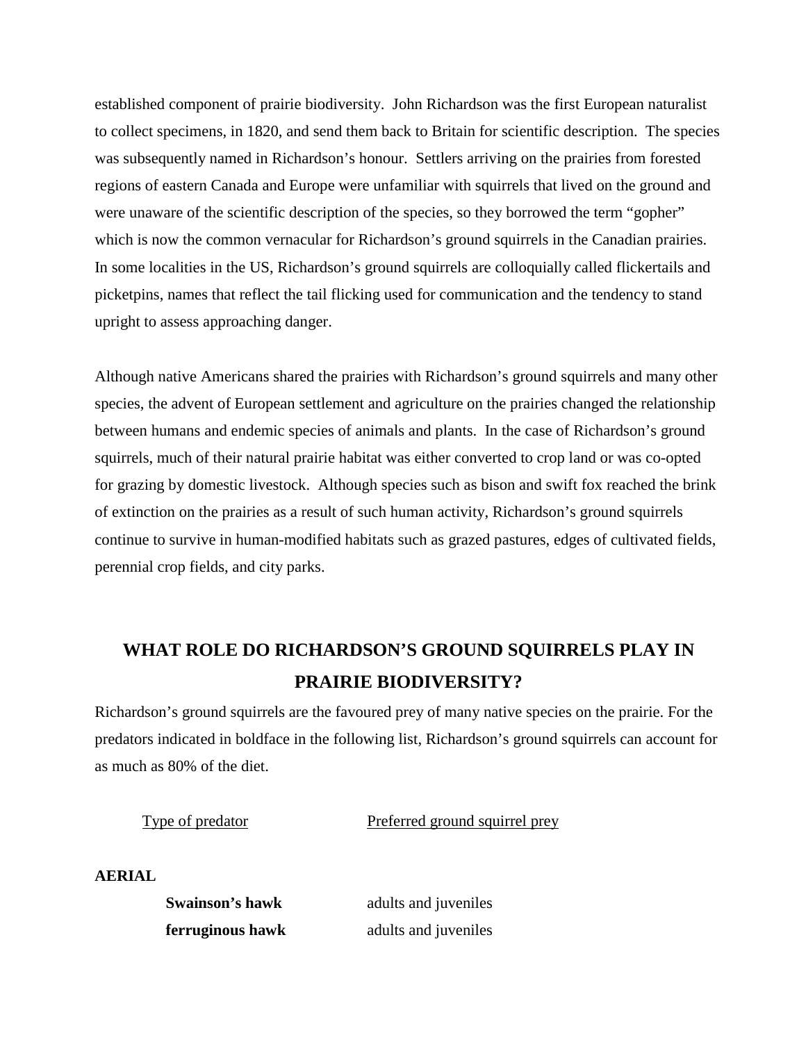established component of prairie biodiversity. John Richardson was the first European naturalist to collect specimens, in 1820, and send them back to Britain for scientific description. The species was subsequently named in Richardson's honour. Settlers arriving on the prairies from forested regions of eastern Canada and Europe were unfamiliar with squirrels that lived on the ground and were unaware of the scientific description of the species, so they borrowed the term "gopher" which is now the common vernacular for Richardson's ground squirrels in the Canadian prairies. In some localities in the US, Richardson's ground squirrels are colloquially called flickertails and picketpins, names that reflect the tail flicking used for communication and the tendency to stand upright to assess approaching danger.

Although native Americans shared the prairies with Richardson's ground squirrels and many other species, the advent of European settlement and agriculture on the prairies changed the relationship between humans and endemic species of animals and plants. In the case of Richardson's ground squirrels, much of their natural prairie habitat was either converted to crop land or was co-opted for grazing by domestic livestock. Although species such as bison and swift fox reached the brink of extinction on the prairies as a result of such human activity, Richardson's ground squirrels continue to survive in human-modified habitats such as grazed pastures, edges of cultivated fields, perennial crop fields, and city parks.

## WHAT ROLE DO RICHARDSON'S GROUND SQUIRRELS PLAY IN PRAIRIE BIODIVERSITY?

Richardson's ground squirrels are the favoured prey of many native species on the prairie. For the predators indicated in boldface in the following list, Richardson's ground squirrels can account for as much as 80% of the diet.

| Type of predator | Preferred ground squirrel prey |
|---|---|
| **AERIAL** | |
| **Swainson's hawk** | adults and juveniles |
| **ferruginous hawk** | adults and juveniles |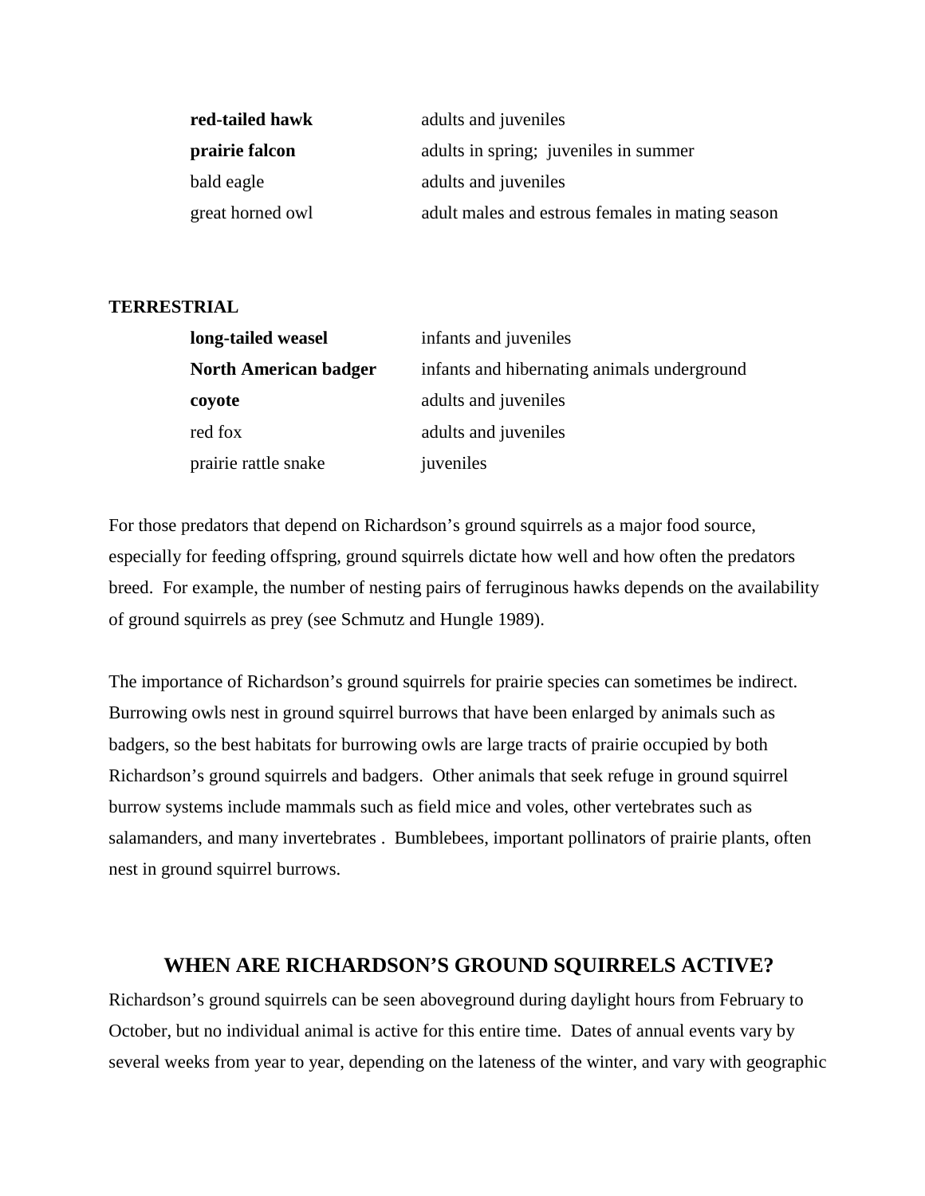| | |
|---|---|
| **red-tailed hawk** | adults and juveniles |
| **prairie falcon** | adults in spring; juveniles in summer |
| bald eagle | adults and juveniles |
| great horned owl | adult males and estrous females in mating season |

**TERRESTRIAL**

| | |
|---|---|
| **long-tailed weasel** | infants and juveniles |
| **North American badger** | infants and hibernating animals underground |
| **coyote** | adults and juveniles |
| red fox | adults and juveniles |
| prairie rattle snake | juveniles |

For those predators that depend on Richardson's ground squirrels as a major food source, especially for feeding offspring, ground squirrels dictate how well and how often the predators breed. For example, the number of nesting pairs of ferruginous hawks depends on the availability of ground squirrels as prey (see Schmutz and Hungle 1989).

The importance of Richardson's ground squirrels for prairie species can sometimes be indirect. Burrowing owls nest in ground squirrel burrows that have been enlarged by animals such as badgers, so the best habitats for burrowing owls are large tracts of prairie occupied by both Richardson's ground squirrels and badgers. Other animals that seek refuge in ground squirrel burrow systems include mammals such as field mice and voles, other vertebrates such as salamanders, and many invertebrates . Bumblebees, important pollinators of prairie plants, often nest in ground squirrel burrows.

## WHEN ARE RICHARDSON'S GROUND SQUIRRELS ACTIVE?

Richardson's ground squirrels can be seen aboveground during daylight hours from February to October, but no individual animal is active for this entire time. Dates of annual events vary by several weeks from year to year, depending on the lateness of the winter, and vary with geographic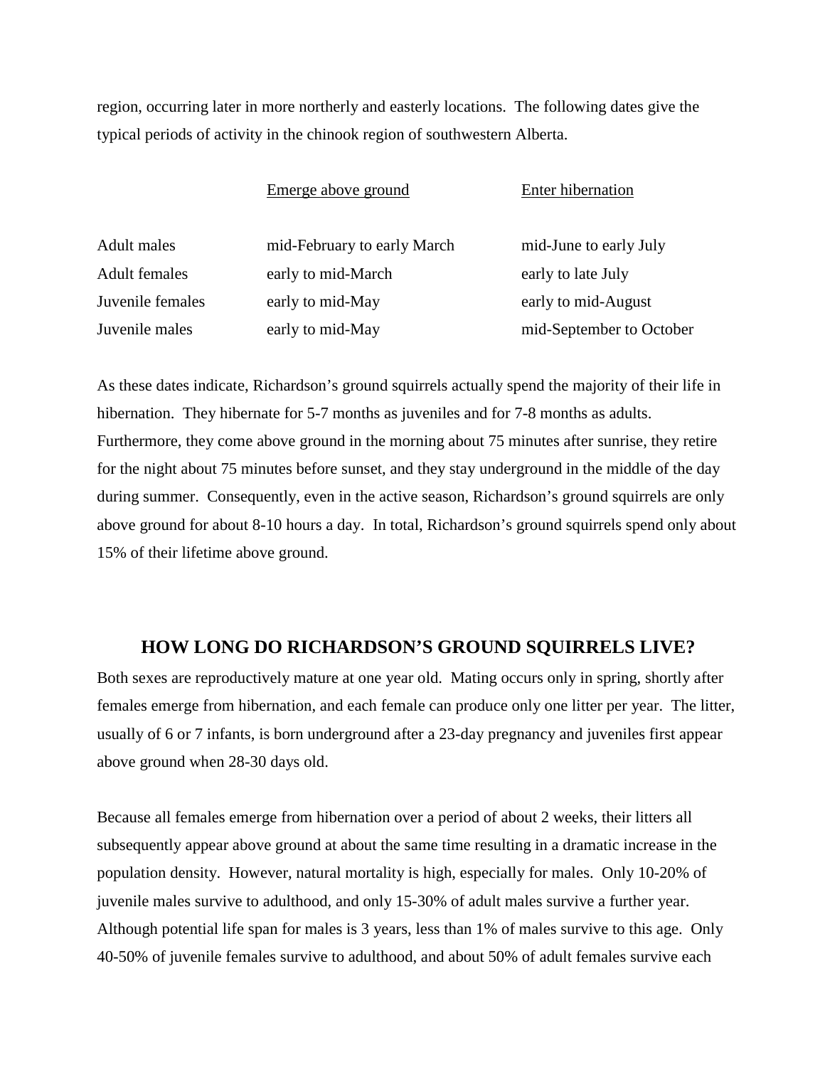region, occurring later in more northerly and easterly locations. The following dates give the typical periods of activity in the chinook region of southwestern Alberta.

| | Emerge above ground | Enter hibernation |
|---|---|---|
| Adult males | mid-February to early March | mid-June to early July |
| Adult females | early to mid-March | early to late July |
| Juvenile females | early to mid-May | early to mid-August |
| Juvenile males | early to mid-May | mid-September to October |

As these dates indicate, Richardson's ground squirrels actually spend the majority of their life in hibernation. They hibernate for 5-7 months as juveniles and for 7-8 months as adults. Furthermore, they come above ground in the morning about 75 minutes after sunrise, they retire for the night about 75 minutes before sunset, and they stay underground in the middle of the day during summer. Consequently, even in the active season, Richardson's ground squirrels are only above ground for about 8-10 hours a day. In total, Richardson's ground squirrels spend only about 15% of their lifetime above ground.

## HOW LONG DO RICHARDSON'S GROUND SQUIRRELS LIVE?

Both sexes are reproductively mature at one year old. Mating occurs only in spring, shortly after females emerge from hibernation, and each female can produce only one litter per year. The litter, usually of 6 or 7 infants, is born underground after a 23-day pregnancy and juveniles first appear above ground when 28-30 days old.

Because all females emerge from hibernation over a period of about 2 weeks, their litters all subsequently appear above ground at about the same time resulting in a dramatic increase in the population density. However, natural mortality is high, especially for males. Only 10-20% of juvenile males survive to adulthood, and only 15-30% of adult males survive a further year. Although potential life span for males is 3 years, less than 1% of males survive to this age. Only 40-50% of juvenile females survive to adulthood, and about 50% of adult females survive each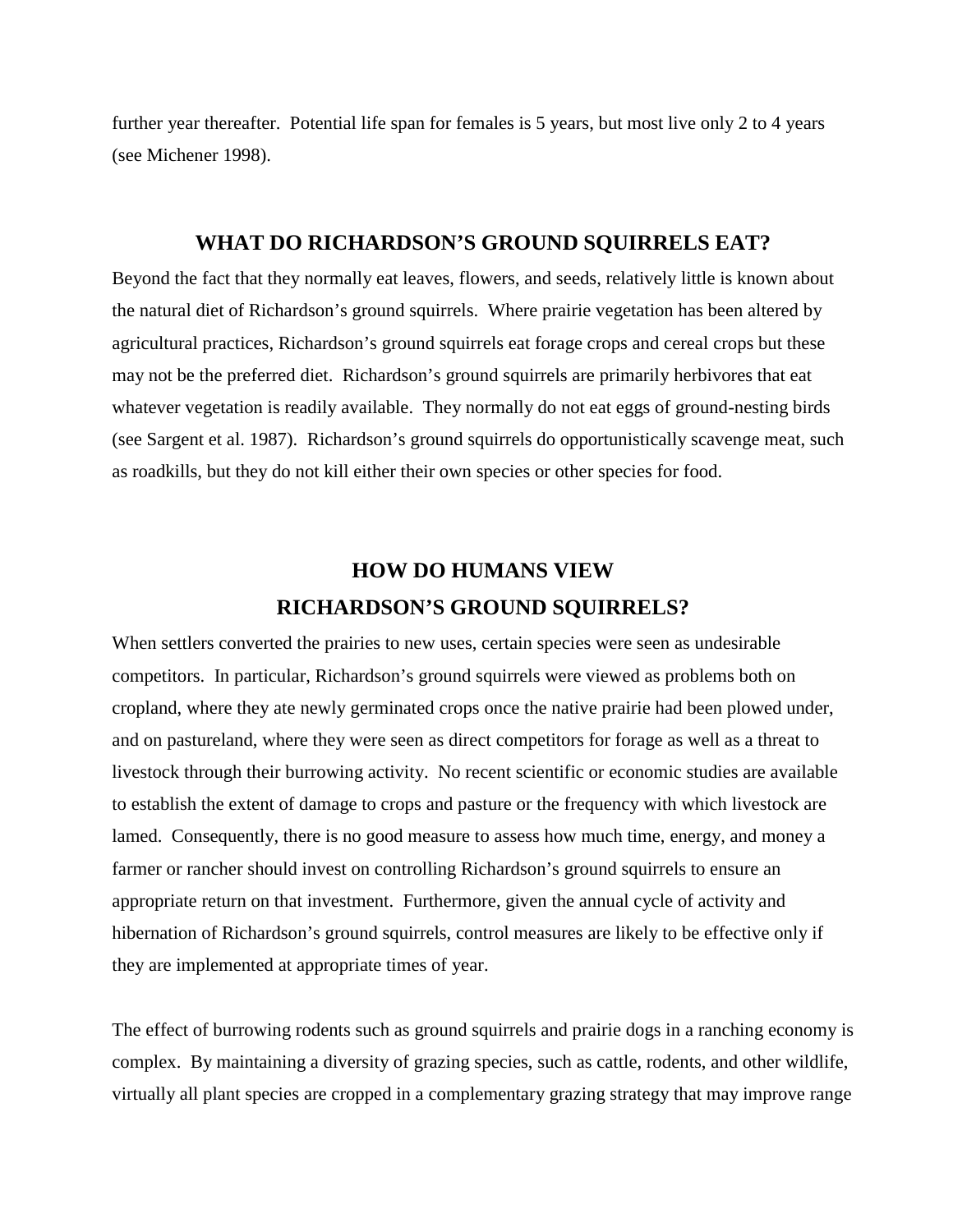further year thereafter. Potential life span for females is 5 years, but most live only 2 to 4 years (see Michener 1998).

## WHAT DO RICHARDSON'S GROUND SQUIRRELS EAT?

Beyond the fact that they normally eat leaves, flowers, and seeds, relatively little is known about the natural diet of Richardson's ground squirrels. Where prairie vegetation has been altered by agricultural practices, Richardson's ground squirrels eat forage crops and cereal crops but these may not be the preferred diet. Richardson's ground squirrels are primarily herbivores that eat whatever vegetation is readily available. They normally do not eat eggs of ground-nesting birds (see Sargent et al. 1987). Richardson's ground squirrels do opportunistically scavenge meat, such as roadkills, but they do not kill either their own species or other species for food.

## HOW DO HUMANS VIEW RICHARDSON'S GROUND SQUIRRELS?

When settlers converted the prairies to new uses, certain species were seen as undesirable competitors. In particular, Richardson's ground squirrels were viewed as problems both on cropland, where they ate newly germinated crops once the native prairie had been plowed under, and on pastureland, where they were seen as direct competitors for forage as well as a threat to livestock through their burrowing activity. No recent scientific or economic studies are available to establish the extent of damage to crops and pasture or the frequency with which livestock are lamed. Consequently, there is no good measure to assess how much time, energy, and money a farmer or rancher should invest on controlling Richardson's ground squirrels to ensure an appropriate return on that investment. Furthermore, given the annual cycle of activity and hibernation of Richardson's ground squirrels, control measures are likely to be effective only if they are implemented at appropriate times of year.

The effect of burrowing rodents such as ground squirrels and prairie dogs in a ranching economy is complex. By maintaining a diversity of grazing species, such as cattle, rodents, and other wildlife, virtually all plant species are cropped in a complementary grazing strategy that may improve range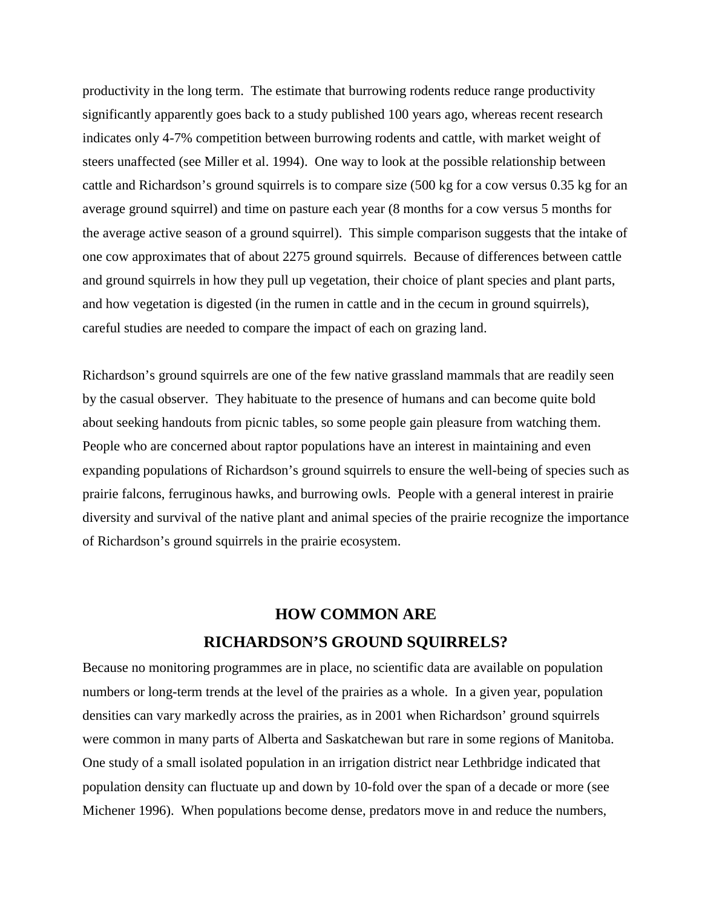productivity in the long term. The estimate that burrowing rodents reduce range productivity significantly apparently goes back to a study published 100 years ago, whereas recent research indicates only 4-7% competition between burrowing rodents and cattle, with market weight of steers unaffected (see Miller et al. 1994). One way to look at the possible relationship between cattle and Richardson's ground squirrels is to compare size (500 kg for a cow versus 0.35 kg for an average ground squirrel) and time on pasture each year (8 months for a cow versus 5 months for the average active season of a ground squirrel). This simple comparison suggests that the intake of one cow approximates that of about 2275 ground squirrels. Because of differences between cattle and ground squirrels in how they pull up vegetation, their choice of plant species and plant parts, and how vegetation is digested (in the rumen in cattle and in the cecum in ground squirrels), careful studies are needed to compare the impact of each on grazing land.

Richardson's ground squirrels are one of the few native grassland mammals that are readily seen by the casual observer. They habituate to the presence of humans and can become quite bold about seeking handouts from picnic tables, so some people gain pleasure from watching them. People who are concerned about raptor populations have an interest in maintaining and even expanding populations of Richardson's ground squirrels to ensure the well-being of species such as prairie falcons, ferruginous hawks, and burrowing owls. People with a general interest in prairie diversity and survival of the native plant and animal species of the prairie recognize the importance of Richardson's ground squirrels in the prairie ecosystem.

## HOW COMMON ARE RICHARDSON'S GROUND SQUIRRELS?

Because no monitoring programmes are in place, no scientific data are available on population numbers or long-term trends at the level of the prairies as a whole. In a given year, population densities can vary markedly across the prairies, as in 2001 when Richardson' ground squirrels were common in many parts of Alberta and Saskatchewan but rare in some regions of Manitoba. One study of a small isolated population in an irrigation district near Lethbridge indicated that population density can fluctuate up and down by 10-fold over the span of a decade or more (see Michener 1996). When populations become dense, predators move in and reduce the numbers,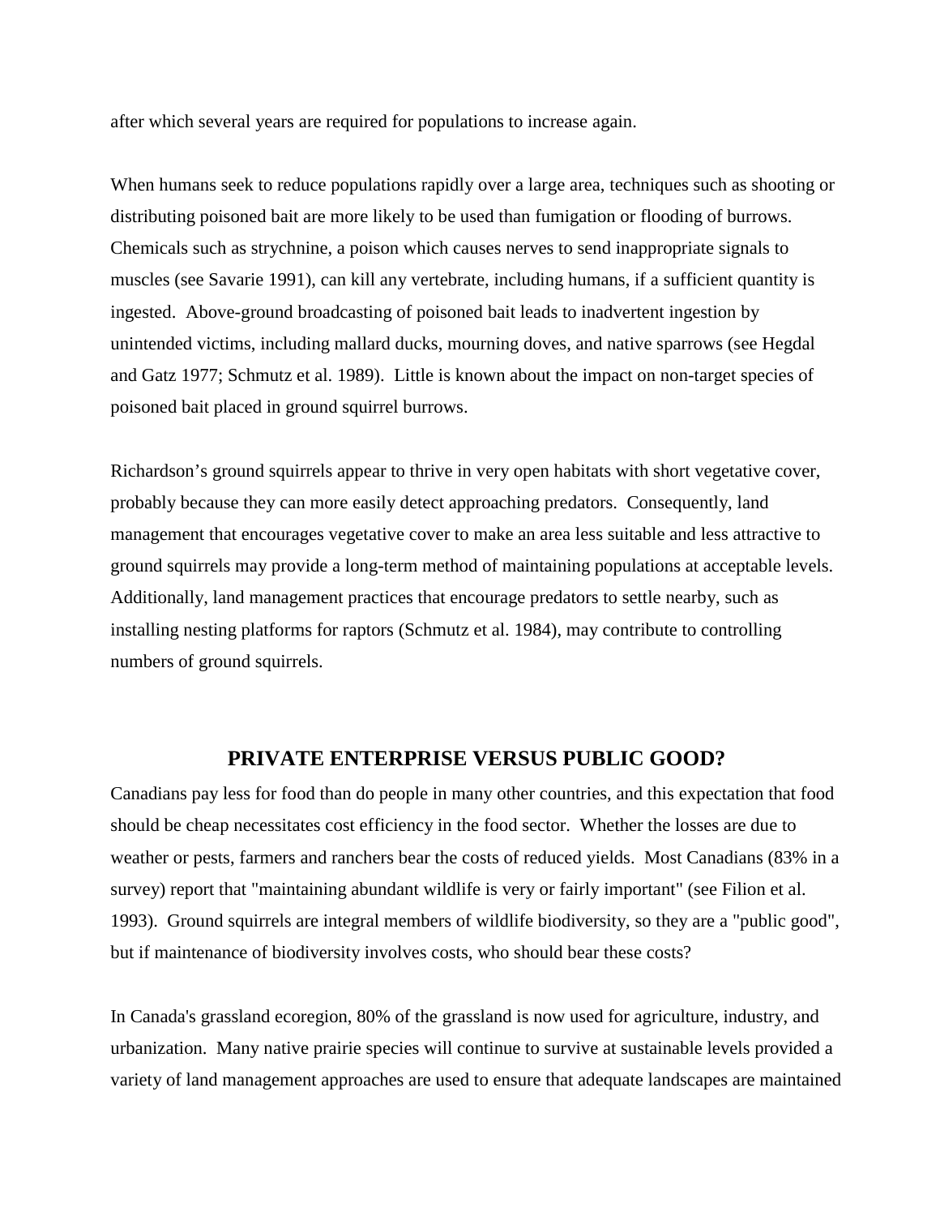after which several years are required for populations to increase again.

When humans seek to reduce populations rapidly over a large area, techniques such as shooting or distributing poisoned bait are more likely to be used than fumigation or flooding of burrows. Chemicals such as strychnine, a poison which causes nerves to send inappropriate signals to muscles (see Savarie 1991), can kill any vertebrate, including humans, if a sufficient quantity is ingested. Above-ground broadcasting of poisoned bait leads to inadvertent ingestion by unintended victims, including mallard ducks, mourning doves, and native sparrows (see Hegdal and Gatz 1977; Schmutz et al. 1989). Little is known about the impact on non-target species of poisoned bait placed in ground squirrel burrows.

Richardson's ground squirrels appear to thrive in very open habitats with short vegetative cover, probably because they can more easily detect approaching predators. Consequently, land management that encourages vegetative cover to make an area less suitable and less attractive to ground squirrels may provide a long-term method of maintaining populations at acceptable levels. Additionally, land management practices that encourage predators to settle nearby, such as installing nesting platforms for raptors (Schmutz et al. 1984), may contribute to controlling numbers of ground squirrels.

## PRIVATE ENTERPRISE VERSUS PUBLIC GOOD?

Canadians pay less for food than do people in many other countries, and this expectation that food should be cheap necessitates cost efficiency in the food sector. Whether the losses are due to weather or pests, farmers and ranchers bear the costs of reduced yields. Most Canadians (83% in a survey) report that "maintaining abundant wildlife is very or fairly important" (see Filion et al. 1993). Ground squirrels are integral members of wildlife biodiversity, so they are a "public good", but if maintenance of biodiversity involves costs, who should bear these costs?

In Canada's grassland ecoregion, 80% of the grassland is now used for agriculture, industry, and urbanization. Many native prairie species will continue to survive at sustainable levels provided a variety of land management approaches are used to ensure that adequate landscapes are maintained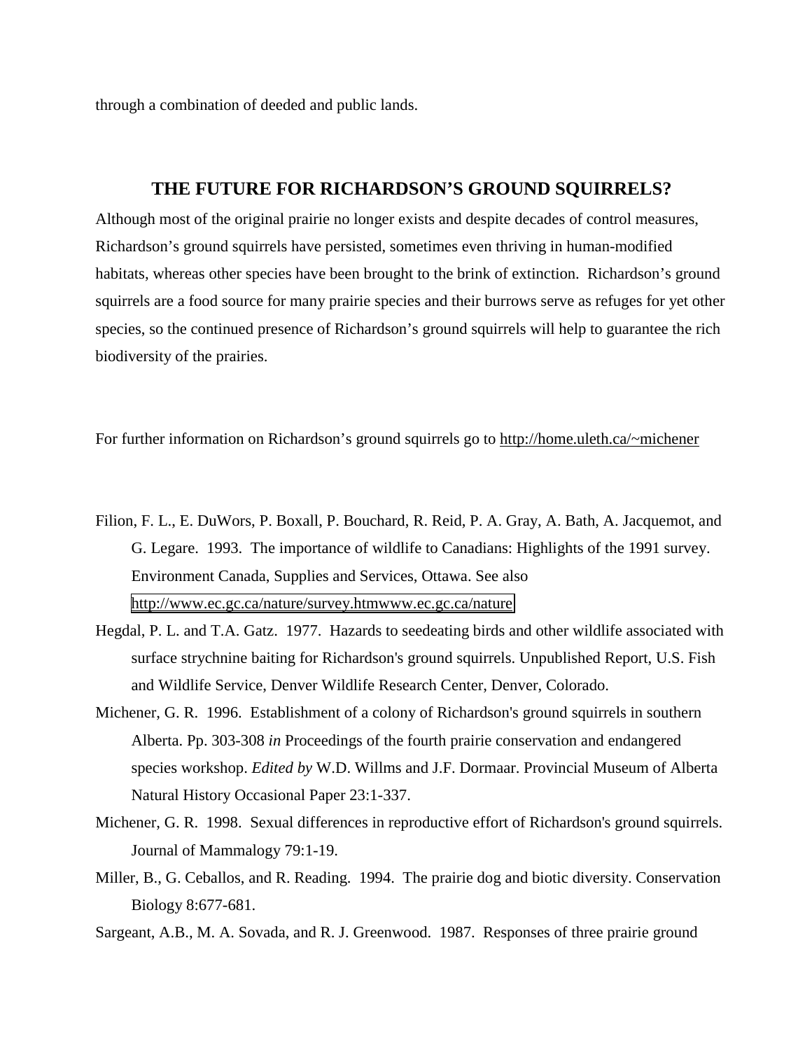through a combination of deeded and public lands.

## THE FUTURE FOR RICHARDSON'S GROUND SQUIRRELS?

Although most of the original prairie no longer exists and despite decades of control measures, Richardson's ground squirrels have persisted, sometimes even thriving in human-modified habitats, whereas other species have been brought to the brink of extinction. Richardson's ground squirrels are a food source for many prairie species and their burrows serve as refuges for yet other species, so the continued presence of Richardson's ground squirrels will help to guarantee the rich biodiversity of the prairies.

For further information on Richardson's ground squirrels go to http://home.uleth.ca/~michener

Filion, F. L., E. DuWors, P. Boxall, P. Bouchard, R. Reid, P. A. Gray, A. Bath, A. Jacquemot, and G. Legare. 1993. The importance of wildlife to Canadians: Highlights of the 1991 survey. Environment Canada, Supplies and Services, Ottawa. See also http://www.ec.gc.ca/nature/survey.htmwww.ec.gc.ca/nature

Hegdal, P. L. and T.A. Gatz. 1977. Hazards to seedeating birds and other wildlife associated with surface strychnine baiting for Richardson's ground squirrels. Unpublished Report, U.S. Fish and Wildlife Service, Denver Wildlife Research Center, Denver, Colorado.

Michener, G. R. 1996. Establishment of a colony of Richardson's ground squirrels in southern Alberta. Pp. 303-308 *in* Proceedings of the fourth prairie conservation and endangered species workshop. *Edited by* W.D. Willms and J.F. Dormaar. Provincial Museum of Alberta Natural History Occasional Paper 23:1-337.

Michener, G. R. 1998. Sexual differences in reproductive effort of Richardson's ground squirrels. Journal of Mammalogy 79:1-19.

Miller, B., G. Ceballos, and R. Reading. 1994. The prairie dog and biotic diversity. Conservation Biology 8:677-681.

Sargeant, A.B., M. A. Sovada, and R. J. Greenwood. 1987. Responses of three prairie ground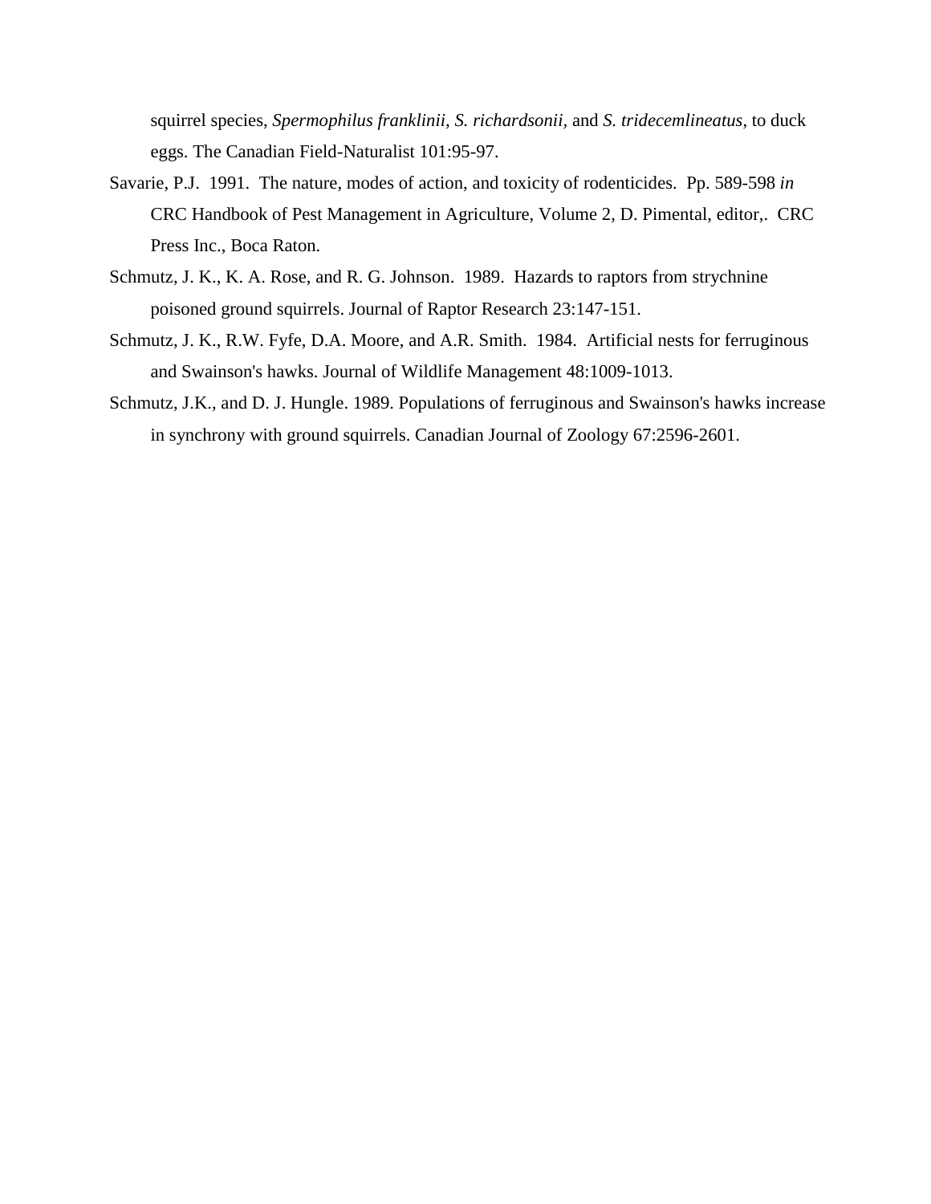squirrel species, *Spermophilus franklinii, S. richardsonii,* and *S. tridecemlineatus*, to duck eggs. The Canadian Field-Naturalist 101:95-97.

Savarie, P.J. 1991. The nature, modes of action, and toxicity of rodenticides. Pp. 589-598 *in* CRC Handbook of Pest Management in Agriculture, Volume 2, D. Pimental, editor,. CRC Press Inc., Boca Raton.

Schmutz, J. K., K. A. Rose, and R. G. Johnson. 1989. Hazards to raptors from strychnine poisoned ground squirrels. Journal of Raptor Research 23:147-151.

Schmutz, J. K., R.W. Fyfe, D.A. Moore, and A.R. Smith. 1984. Artificial nests for ferruginous and Swainson's hawks. Journal of Wildlife Management 48:1009-1013.

Schmutz, J.K., and D. J. Hungle. 1989. Populations of ferruginous and Swainson's hawks increase in synchrony with ground squirrels. Canadian Journal of Zoology 67:2596-2601.